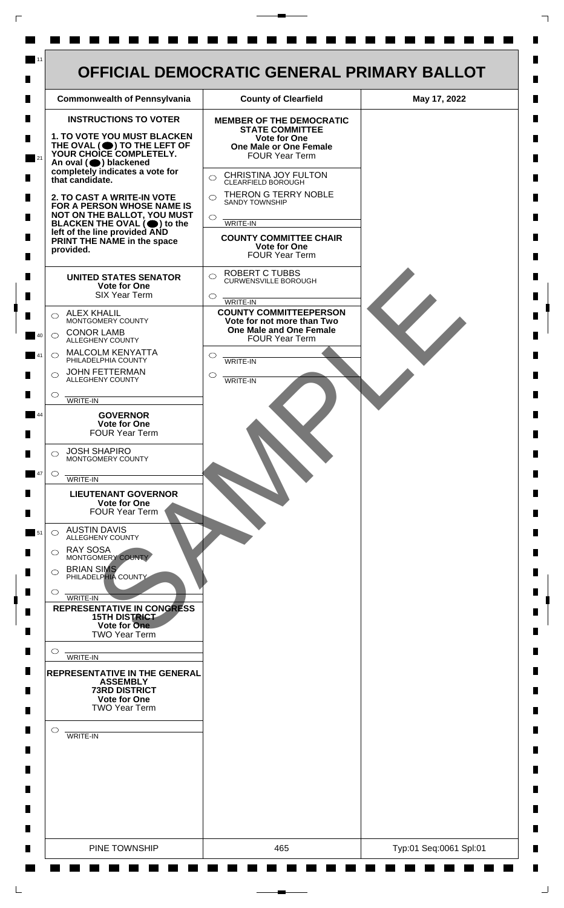# OFFICIAL DEMOCRATIC GENERAL PRIMARY BALLOT

| Commonwealth of Pennsylvania | County of Clearfield | May 17, 2022 |
| --- | --- | --- |

## INSTRUCTIONS TO VOTER

**1. TO VOTE YOU MUST BLACKEN THE OVAL (⬬) TO THE LEFT OF YOUR CHOICE COMPLETELY.** An oval (⬬) blackened completely indicates a vote for that candidate.

**2. TO CAST A WRITE-IN VOTE FOR A PERSON WHOSE NAME IS NOT ON THE BALLOT, YOU MUST BLACKEN THE OVAL (⬬) to the left of the line provided AND PRINT THE NAME in the space provided.**

### UNITED STATES SENATOR
**Vote for One**
SIX Year Term

- ○ ALEX KHALIL — MONTGOMERY COUNTY
- ○ CONOR LAMB — ALLEGHENY COUNTY
- ○ MALCOLM KENYATTA — PHILADELPHIA COUNTY
- ○ JOHN FETTERMAN — ALLEGHENY COUNTY
- ○ ______ WRITE-IN

### GOVERNOR
**Vote for One**
FOUR Year Term

- ○ JOSH SHAPIRO — MONTGOMERY COUNTY
- ○ ______ WRITE-IN

### LIEUTENANT GOVERNOR
**Vote for One**
FOUR Year Term

- ○ AUSTIN DAVIS — ALLEGHENY COUNTY
- ○ RAY SOSA — MONTGOMERY COUNTY
- ○ BRIAN SIMS — PHILADELPHIA COUNTY
- ○ ______ WRITE-IN

### REPRESENTATIVE IN CONGRESS
**15TH DISTRICT**
**Vote for One**
TWO Year Term

- ○ ______ WRITE-IN

### REPRESENTATIVE IN THE GENERAL ASSEMBLY
**73RD DISTRICT**
**Vote for One**
TWO Year Term

- ○ ______ WRITE-IN

### MEMBER OF THE DEMOCRATIC STATE COMMITTEE
**Vote for One**
**One Male or One Female**
FOUR Year Term

- ○ CHRISTINA JOY FULTON — CLEARFIELD BOROUGH
- ○ THERON G TERRY NOBLE — SANDY TOWNSHIP
- ○ ______ WRITE-IN

### COUNTY COMMITTEE CHAIR
**Vote for One**
FOUR Year Term

- ○ ROBERT C TUBBS — CURWENSVILLE BOROUGH
- ○ ______ WRITE-IN

### COUNTY COMMITTEEPERSON
**Vote for not more than Two**
**One Male and One Female**
FOUR Year Term

- ○ ______ WRITE-IN
- ○ ______ WRITE-IN

SAMPLE

| PINE TOWNSHIP | 465 | Typ:01 Seq:0061 Spl:01 |
| --- | --- | --- |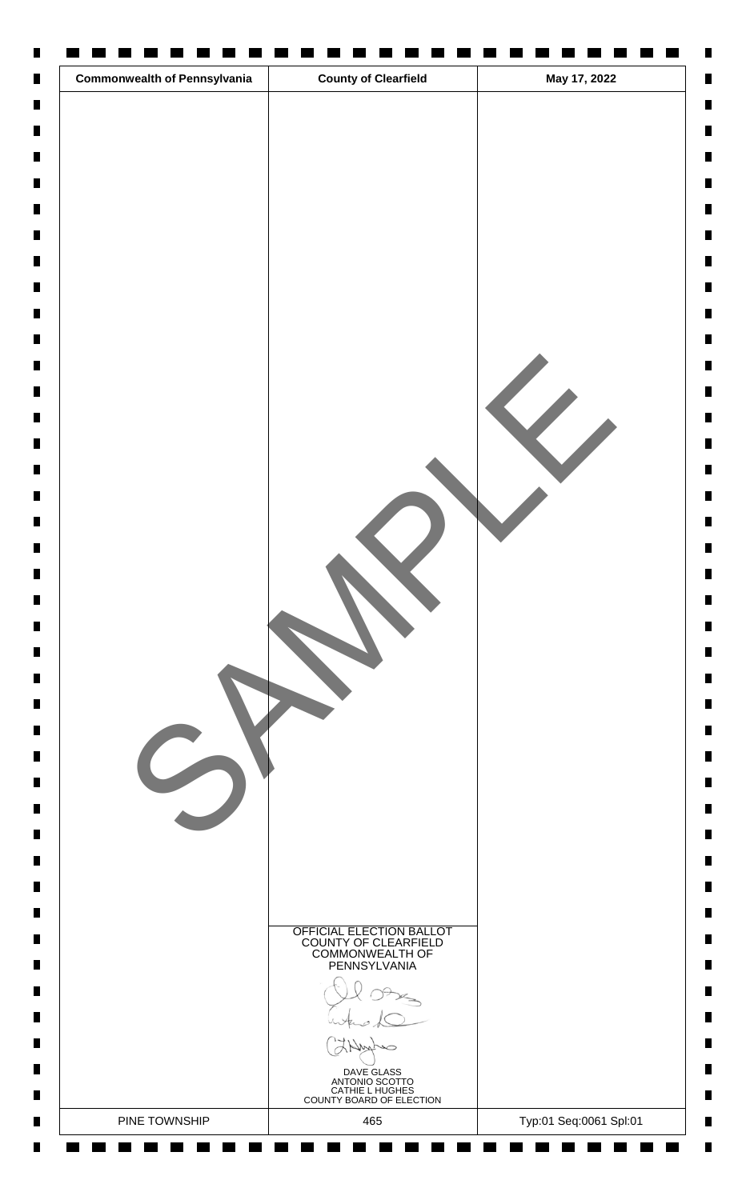| Commonwealth of Pennsylvania | County of Clearfield | May 17, 2022 |
|---|---|---|
| | | |

SAMPLE

OFFICIAL ELECTION BALLOT
COUNTY OF CLEARFIELD
COMMONWEALTH OF
PENNSYLVANIA

DAVE GLASS
ANTONIO SCOTTO
CATHIE L HUGHES
COUNTY BOARD OF ELECTION

| | | |
|---|---|---|
| PINE TOWNSHIP | 465 | Typ:01 Seq:0061 Spl:01 |